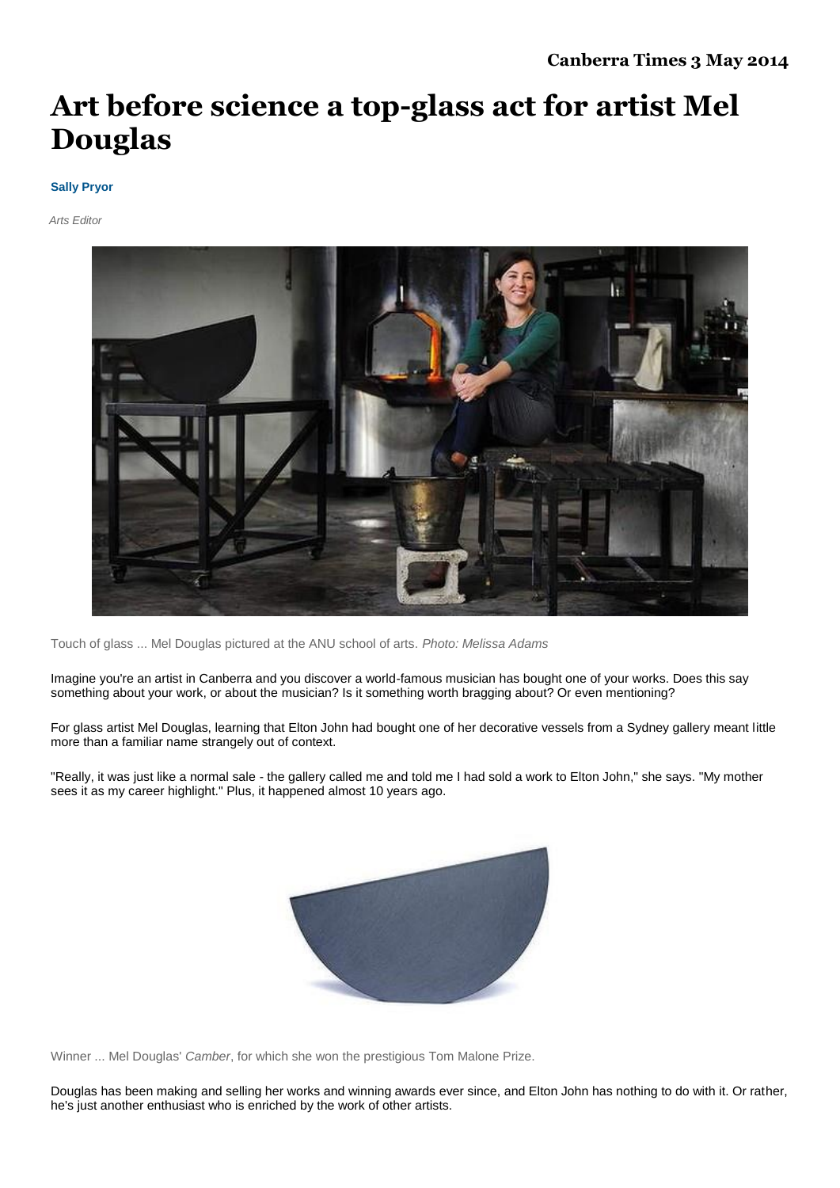Canberra Times 3 May 2014

# Art before science a top-glass act for artist Mel Douglas

**Sally Pryor**

*Arts Editor*

Touch of glass ... Mel Douglas pictured at the ANU school of arts. *Photo: Melissa Adams*

Imagine you're an artist in Canberra and you discover a world-famous musician has bought one of your works. Does this say something about your work, or about the musician? Is it something worth bragging about? Or even mentioning?

For glass artist Mel Douglas, learning that Elton John had bought one of her decorative vessels from a Sydney gallery meant little more than a familiar name strangely out of context.

"Really, it was just like a normal sale - the gallery called me and told me I had sold a work to Elton John," she says. "My mother sees it as my career highlight." Plus, it happened almost 10 years ago.

Winner ... Mel Douglas' *Camber*, for which she won the prestigious Tom Malone Prize.

Douglas has been making and selling her works and winning awards ever since, and Elton John has nothing to do with it. Or rather, he's just another enthusiast who is enriched by the work of other artists.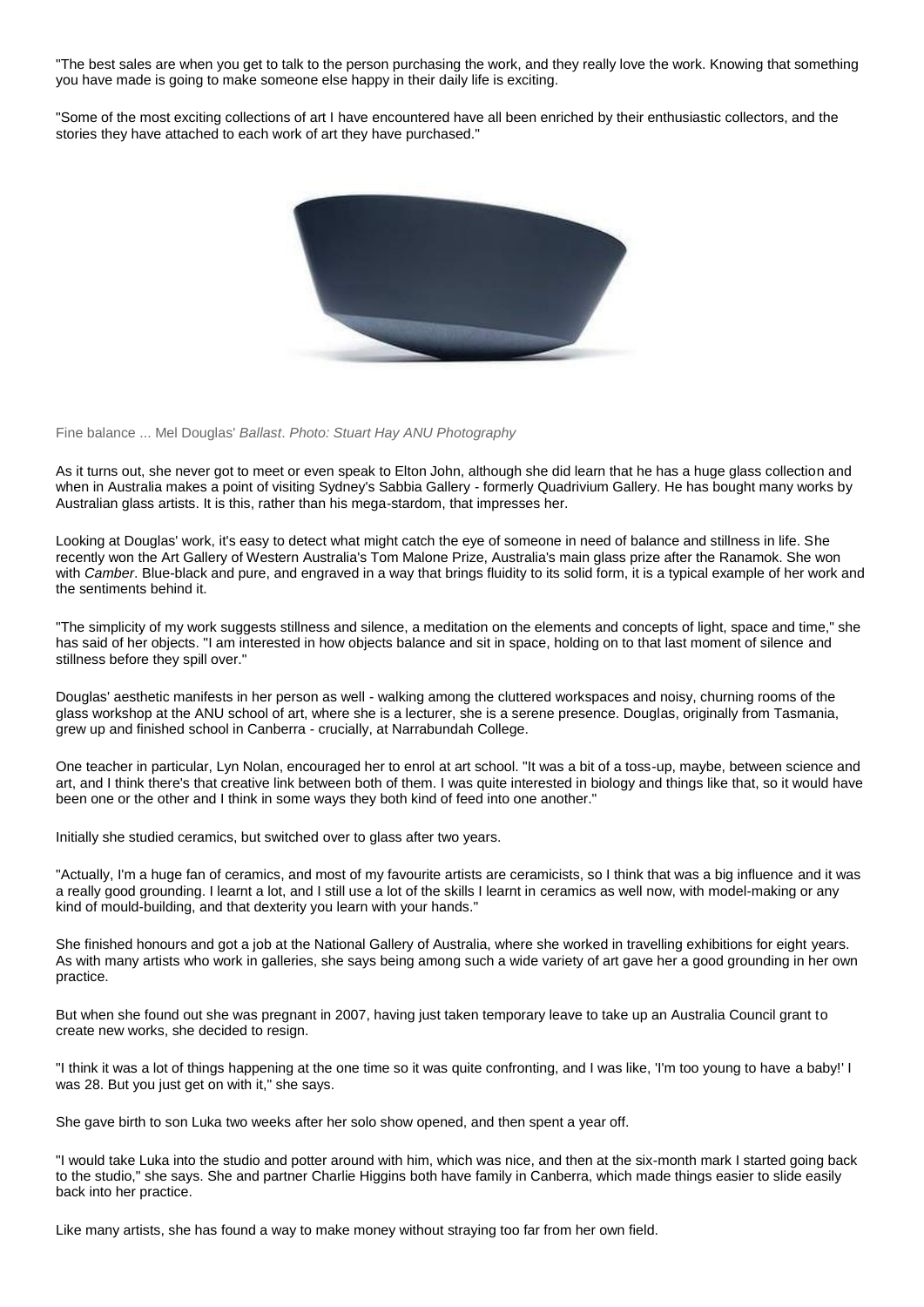"The best sales are when you get to talk to the person purchasing the work, and they really love the work. Knowing that something you have made is going to make someone else happy in their daily life is exciting.

"Some of the most exciting collections of art I have encountered have all been enriched by their enthusiastic collectors, and the stories they have attached to each work of art they have purchased."

Fine balance ... Mel Douglas' *Ballast*. *Photo: Stuart Hay ANU Photography*

As it turns out, she never got to meet or even speak to Elton John, although she did learn that he has a huge glass collection and when in Australia makes a point of visiting Sydney's Sabbia Gallery - formerly Quadrivium Gallery. He has bought many works by Australian glass artists. It is this, rather than his mega-stardom, that impresses her.

Looking at Douglas' work, it's easy to detect what might catch the eye of someone in need of balance and stillness in life. She recently won the Art Gallery of Western Australia's Tom Malone Prize, Australia's main glass prize after the Ranamok. She won with *Camber*. Blue-black and pure, and engraved in a way that brings fluidity to its solid form, it is a typical example of her work and the sentiments behind it.

"The simplicity of my work suggests stillness and silence, a meditation on the elements and concepts of light, space and time," she has said of her objects. "I am interested in how objects balance and sit in space, holding on to that last moment of silence and stillness before they spill over."

Douglas' aesthetic manifests in her person as well - walking among the cluttered workspaces and noisy, churning rooms of the glass workshop at the ANU school of art, where she is a lecturer, she is a serene presence. Douglas, originally from Tasmania, grew up and finished school in Canberra - crucially, at Narrabundah College.

One teacher in particular, Lyn Nolan, encouraged her to enrol at art school. "It was a bit of a toss-up, maybe, between science and art, and I think there's that creative link between both of them. I was quite interested in biology and things like that, so it would have been one or the other and I think in some ways they both kind of feed into one another."

Initially she studied ceramics, but switched over to glass after two years.

"Actually, I'm a huge fan of ceramics, and most of my favourite artists are ceramicists, so I think that was a big influence and it was a really good grounding. I learnt a lot, and I still use a lot of the skills I learnt in ceramics as well now, with model-making or any kind of mould-building, and that dexterity you learn with your hands."

She finished honours and got a job at the National Gallery of Australia, where she worked in travelling exhibitions for eight years. As with many artists who work in galleries, she says being among such a wide variety of art gave her a good grounding in her own practice.

But when she found out she was pregnant in 2007, having just taken temporary leave to take up an Australia Council grant to create new works, she decided to resign.

"I think it was a lot of things happening at the one time so it was quite confronting, and I was like, 'I'm too young to have a baby!' I was 28. But you just get on with it," she says.

She gave birth to son Luka two weeks after her solo show opened, and then spent a year off.

"I would take Luka into the studio and potter around with him, which was nice, and then at the six-month mark I started going back to the studio," she says. She and partner Charlie Higgins both have family in Canberra, which made things easier to slide easily back into her practice.

Like many artists, she has found a way to make money without straying too far from her own field.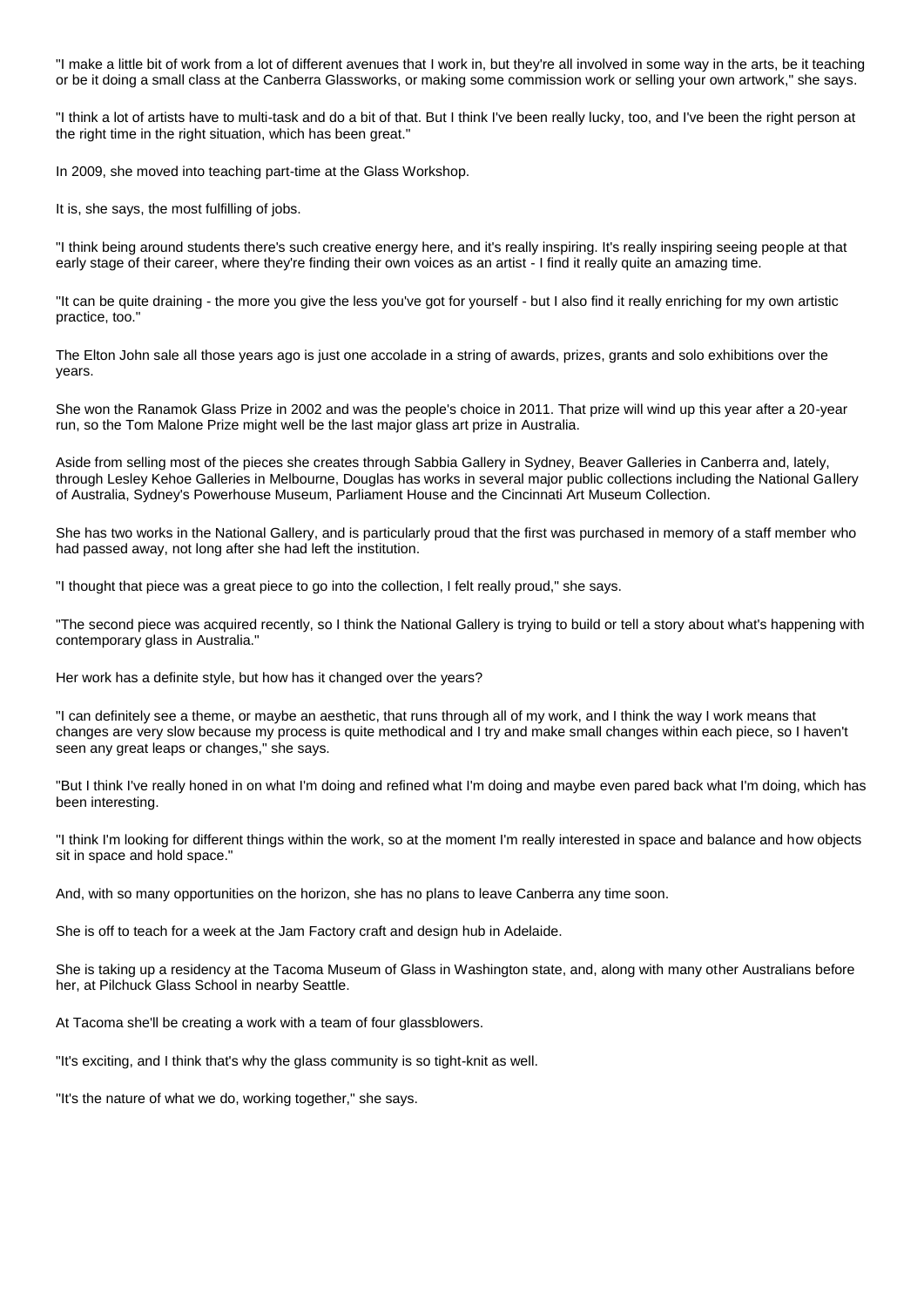"I make a little bit of work from a lot of different avenues that I work in, but they're all involved in some way in the arts, be it teaching or be it doing a small class at the Canberra Glassworks, or making some commission work or selling your own artwork," she says.

"I think a lot of artists have to multi-task and do a bit of that. But I think I've been really lucky, too, and I've been the right person at the right time in the right situation, which has been great."

In 2009, she moved into teaching part-time at the Glass Workshop.

It is, she says, the most fulfilling of jobs.

"I think being around students there's such creative energy here, and it's really inspiring. It's really inspiring seeing people at that early stage of their career, where they're finding their own voices as an artist - I find it really quite an amazing time.

"It can be quite draining - the more you give the less you've got for yourself - but I also find it really enriching for my own artistic practice, too."

The Elton John sale all those years ago is just one accolade in a string of awards, prizes, grants and solo exhibitions over the years.

She won the Ranamok Glass Prize in 2002 and was the people's choice in 2011. That prize will wind up this year after a 20-year run, so the Tom Malone Prize might well be the last major glass art prize in Australia.

Aside from selling most of the pieces she creates through Sabbia Gallery in Sydney, Beaver Galleries in Canberra and, lately, through Lesley Kehoe Galleries in Melbourne, Douglas has works in several major public collections including the National Gallery of Australia, Sydney's Powerhouse Museum, Parliament House and the Cincinnati Art Museum Collection.

She has two works in the National Gallery, and is particularly proud that the first was purchased in memory of a staff member who had passed away, not long after she had left the institution.

"I thought that piece was a great piece to go into the collection, I felt really proud," she says.

"The second piece was acquired recently, so I think the National Gallery is trying to build or tell a story about what's happening with contemporary glass in Australia."

Her work has a definite style, but how has it changed over the years?

"I can definitely see a theme, or maybe an aesthetic, that runs through all of my work, and I think the way I work means that changes are very slow because my process is quite methodical and I try and make small changes within each piece, so I haven't seen any great leaps or changes," she says.

"But I think I've really honed in on what I'm doing and refined what I'm doing and maybe even pared back what I'm doing, which has been interesting.

"I think I'm looking for different things within the work, so at the moment I'm really interested in space and balance and how objects sit in space and hold space."

And, with so many opportunities on the horizon, she has no plans to leave Canberra any time soon.

She is off to teach for a week at the Jam Factory craft and design hub in Adelaide.

She is taking up a residency at the Tacoma Museum of Glass in Washington state, and, along with many other Australians before her, at Pilchuck Glass School in nearby Seattle.

At Tacoma she'll be creating a work with a team of four glassblowers.

"It's exciting, and I think that's why the glass community is so tight-knit as well.

"It's the nature of what we do, working together," she says.